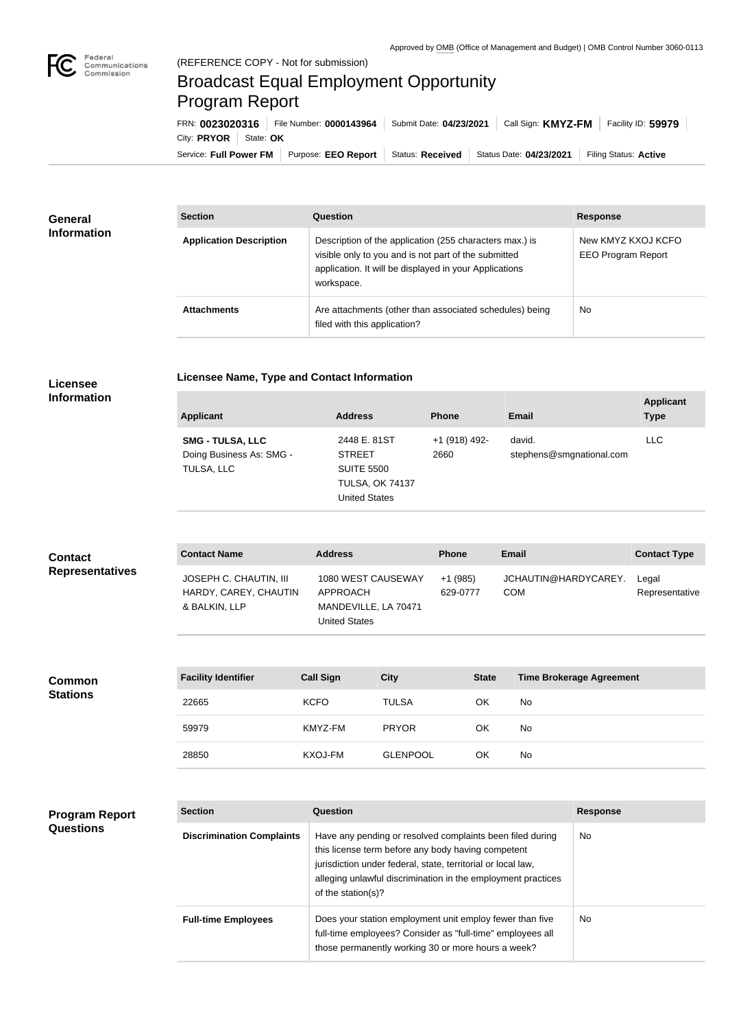Approved by OMB (Office of Management and Budget) | OMB Control Number 3060-0113

(REFERENCE COPY - Not for submission)

# Broadcast Equal Employment Opportunity Program Report

FRN: **0023020316** | File Number: **0000143964** | Submit Date: **04/23/2021** | Call Sign: **KMYZ-FM** | Facility ID: **59979** | City: **PRYOR** | State: **OK**

Service: **Full Power FM** | Purpose: **EEO Report** | Status: **Received** | Status Date: **04/23/2021** | Filing Status: **Active**

## General Information

| Section | Question | Response |
|---|---|---|
| **Application Description** | Description of the application (255 characters max.) is visible only to you and is not part of the submitted application. It will be displayed in your Applications workspace. | New KMYZ KXOJ KCFO EEO Program Report |
| **Attachments** | Are attachments (other than associated schedules) being filed with this application? | No |

## Licensee Information

### Licensee Name, Type and Contact Information

| Applicant | Address | Phone | Email | Applicant Type |
|---|---|---|---|---|
| **SMG - TULSA, LLC** Doing Business As: SMG - TULSA, LLC | 2448 E. 81ST STREET SUITE 5500 TULSA, OK 74137 United States | +1 (918) 492-2660 | david.stephens@smgnational.com | LLC |

## Contact Representatives

| Contact Name | Address | Phone | Email | Contact Type |
|---|---|---|---|---|
| JOSEPH C. CHAUTIN, III HARDY, CAREY, CHAUTIN & BALKIN, LLP | 1080 WEST CAUSEWAY APPROACH MANDEVILLE, LA 70471 United States | +1 (985) 629-0777 | JCHAUTIN@HARDYCAREY.COM | Legal Representative |

## Common Stations

| Facility Identifier | Call Sign | City | State | Time Brokerage Agreement |
|---|---|---|---|---|
| 22665 | KCFO | TULSA | OK | No |
| 59979 | KMYZ-FM | PRYOR | OK | No |
| 28850 | KXOJ-FM | GLENPOOL | OK | No |

## Program Report Questions

| Section | Question | Response |
|---|---|---|
| **Discrimination Complaints** | Have any pending or resolved complaints been filed during this license term before any body having competent jurisdiction under federal, state, territorial or local law, alleging unlawful discrimination in the employment practices of the station(s)? | No |
| **Full-time Employees** | Does your station employment unit employ fewer than five full-time employees? Consider as "full-time" employees all those permanently working 30 or more hours a week? | No |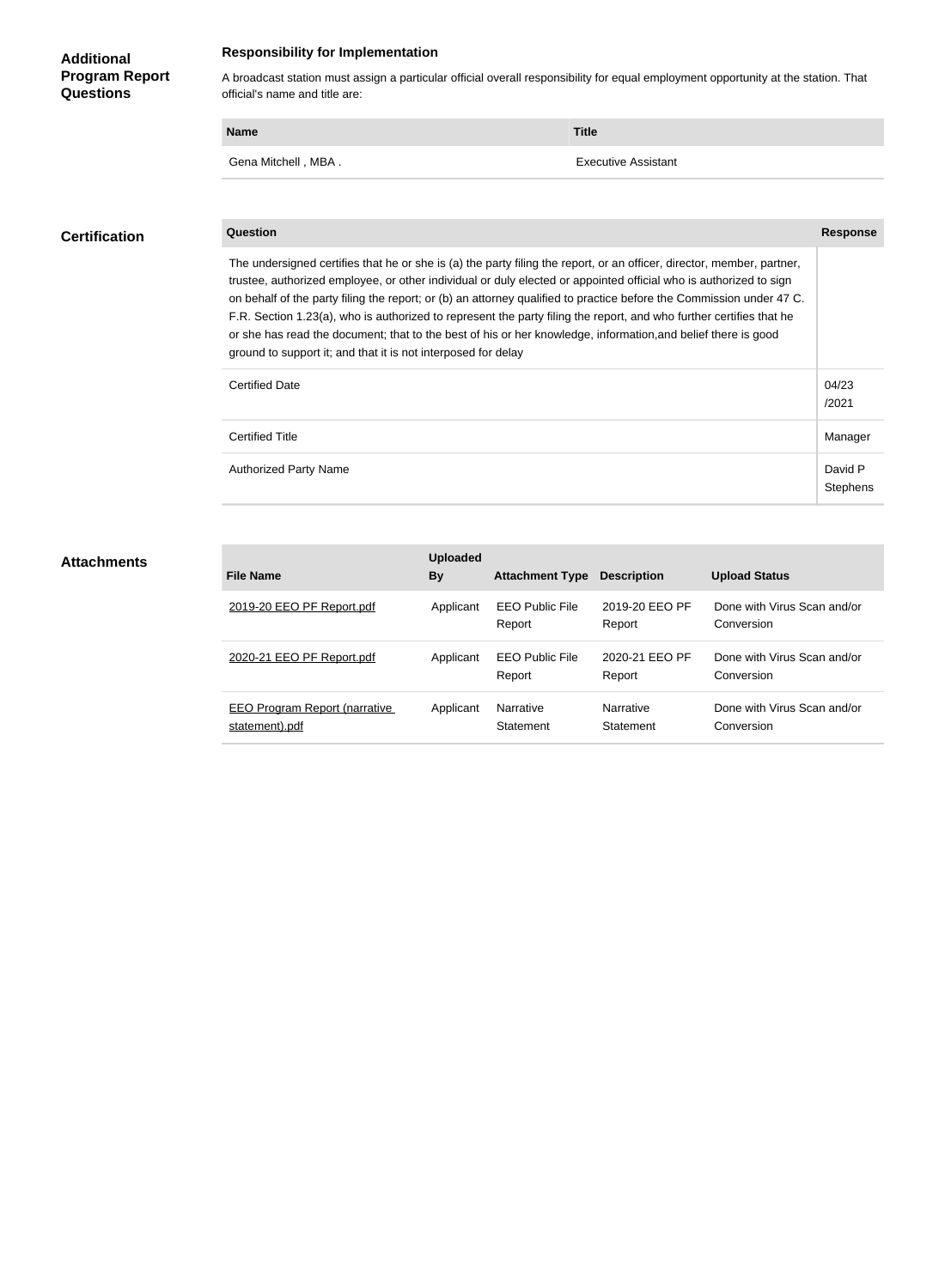## Additional Program Report Questions

### Responsibility for Implementation

A broadcast station must assign a particular official overall responsibility for equal employment opportunity at the station. That official's name and title are:

| Name | Title |
| --- | --- |
| Gena Mitchell , MBA . | Executive Assistant |

## Certification

| Question | Response |
| --- | --- |
| The undersigned certifies that he or she is (a) the party filing the report, or an officer, director, member, partner, trustee, authorized employee, or other individual or duly elected or appointed official who is authorized to sign on behalf of the party filing the report; or (b) an attorney qualified to practice before the Commission under 47 C. F.R. Section 1.23(a), who is authorized to represent the party filing the report, and who further certifies that he or she has read the document; that to the best of his or her knowledge, information,and belief there is good ground to support it; and that it is not interposed for delay | |
| Certified Date | 04/23/2021 |
| Certified Title | Manager |
| Authorized Party Name | David P Stephens |

## Attachments

| File Name | Uploaded By | Attachment Type | Description | Upload Status |
| --- | --- | --- | --- | --- |
| 2019-20 EEO PF Report.pdf | Applicant | EEO Public File Report | 2019-20 EEO PF Report | Done with Virus Scan and/or Conversion |
| 2020-21 EEO PF Report.pdf | Applicant | EEO Public File Report | 2020-21 EEO PF Report | Done with Virus Scan and/or Conversion |
| EEO Program Report (narrative statement).pdf | Applicant | Narrative Statement | Narrative Statement | Done with Virus Scan and/or Conversion |